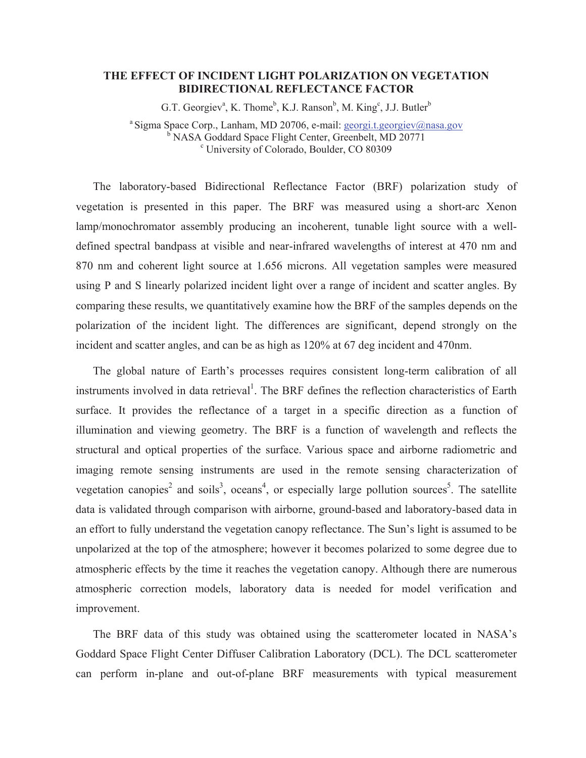# THE EFFECT OF INCIDENT LIGHT POLARIZATION ON VEGETATION BIDIRECTIONAL REFLECTANCE FACTOR

G.T. Georgiev[a], K. Thome[b], K.J. Ranson[b], M. King[c], J.J. Butler[b]

[a] Sigma Space Corp., Lanham, MD 20706, e-mail: georgi.t.georgiev@nasa.gov
[b] NASA Goddard Space Flight Center, Greenbelt, MD 20771
[c] University of Colorado, Boulder, CO 80309

The laboratory-based Bidirectional Reflectance Factor (BRF) polarization study of vegetation is presented in this paper. The BRF was measured using a short-arc Xenon lamp/monochromator assembly producing an incoherent, tunable light source with a well-defined spectral bandpass at visible and near-infrared wavelengths of interest at 470 nm and 870 nm and coherent light source at 1.656 microns. All vegetation samples were measured using P and S linearly polarized incident light over a range of incident and scatter angles. By comparing these results, we quantitatively examine how the BRF of the samples depends on the polarization of the incident light. The differences are significant, depend strongly on the incident and scatter angles, and can be as high as 120% at 67 deg incident and 470nm.

The global nature of Earth's processes requires consistent long-term calibration of all instruments involved in data retrieval[1]. The BRF defines the reflection characteristics of Earth surface. It provides the reflectance of a target in a specific direction as a function of illumination and viewing geometry. The BRF is a function of wavelength and reflects the structural and optical properties of the surface. Various space and airborne radiometric and imaging remote sensing instruments are used in the remote sensing characterization of vegetation canopies[2] and soils[3], oceans[4], or especially large pollution sources[5]. The satellite data is validated through comparison with airborne, ground-based and laboratory-based data in an effort to fully understand the vegetation canopy reflectance. The Sun's light is assumed to be unpolarized at the top of the atmosphere; however it becomes polarized to some degree due to atmospheric effects by the time it reaches the vegetation canopy. Although there are numerous atmospheric correction models, laboratory data is needed for model verification and improvement.

The BRF data of this study was obtained using the scatterometer located in NASA's Goddard Space Flight Center Diffuser Calibration Laboratory (DCL). The DCL scatterometer can perform in-plane and out-of-plane BRF measurements with typical measurement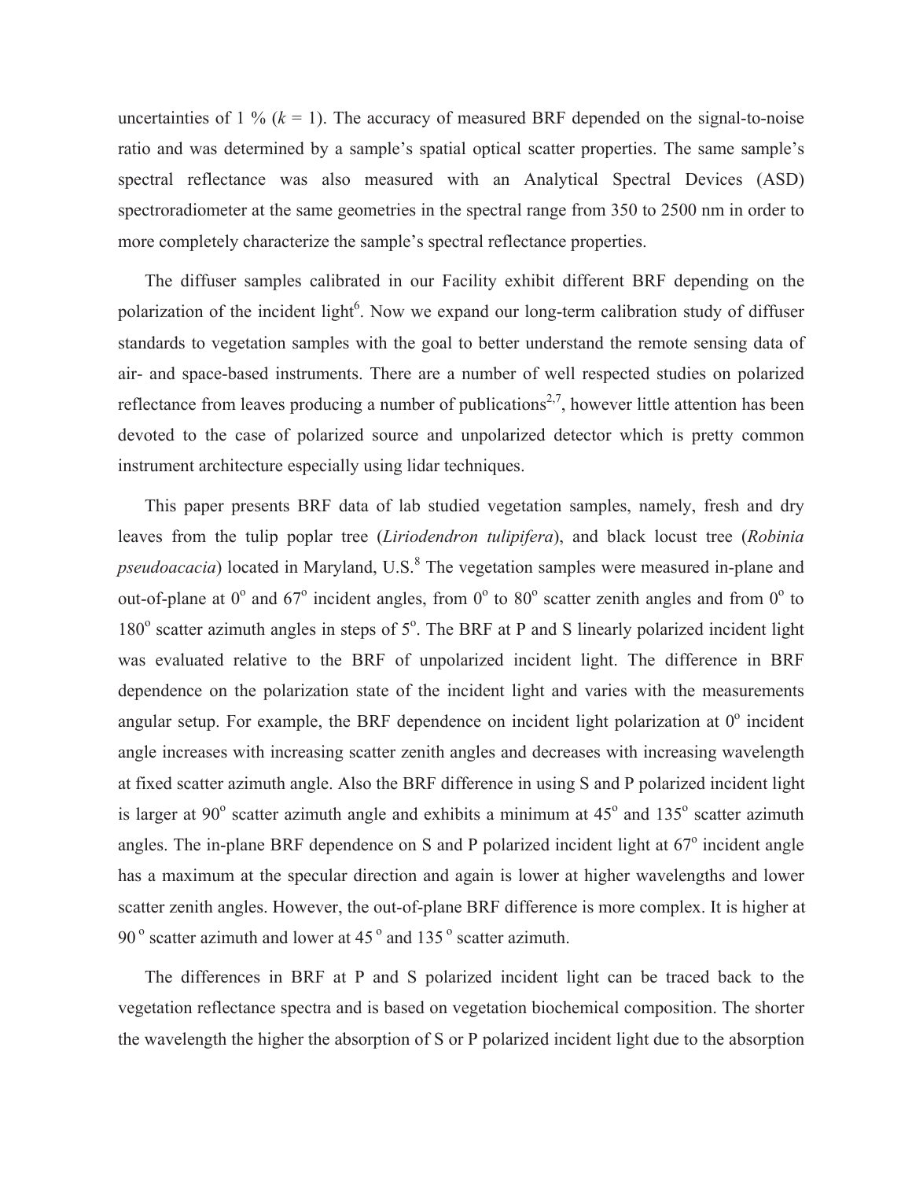uncertainties of 1 % ($k$ = 1). The accuracy of measured BRF depended on the signal-to-noise ratio and was determined by a sample's spatial optical scatter properties. The same sample's spectral reflectance was also measured with an Analytical Spectral Devices (ASD) spectroradiometer at the same geometries in the spectral range from 350 to 2500 nm in order to more completely characterize the sample's spectral reflectance properties.

The diffuser samples calibrated in our Facility exhibit different BRF depending on the polarization of the incident light[6]. Now we expand our long-term calibration study of diffuser standards to vegetation samples with the goal to better understand the remote sensing data of air- and space-based instruments. There are a number of well respected studies on polarized reflectance from leaves producing a number of publications[2,7], however little attention has been devoted to the case of polarized source and unpolarized detector which is pretty common instrument architecture especially using lidar techniques.

This paper presents BRF data of lab studied vegetation samples, namely, fresh and dry leaves from the tulip poplar tree (*Liriodendron tulipifera*), and black locust tree (*Robinia pseudoacacia*) located in Maryland, U.S.[8] The vegetation samples were measured in-plane and out-of-plane at $0^{o}$ and $67^{o}$ incident angles, from $0^{o}$ to $80^{o}$ scatter zenith angles and from $0^{o}$ to $180^{o}$ scatter azimuth angles in steps of $5^{o}$. The BRF at P and S linearly polarized incident light was evaluated relative to the BRF of unpolarized incident light. The difference in BRF dependence on the polarization state of the incident light and varies with the measurements angular setup. For example, the BRF dependence on incident light polarization at $0^{o}$ incident angle increases with increasing scatter zenith angles and decreases with increasing wavelength at fixed scatter azimuth angle. Also the BRF difference in using S and P polarized incident light is larger at $90^{o}$ scatter azimuth angle and exhibits a minimum at $45^{o}$ and $135^{o}$ scatter azimuth angles. The in-plane BRF dependence on S and P polarized incident light at $67^{o}$ incident angle has a maximum at the specular direction and again is lower at higher wavelengths and lower scatter zenith angles. However, the out-of-plane BRF difference is more complex. It is higher at $90^{o}$ scatter azimuth and lower at $45^{o}$ and $135^{o}$ scatter azimuth.

The differences in BRF at P and S polarized incident light can be traced back to the vegetation reflectance spectra and is based on vegetation biochemical composition. The shorter the wavelength the higher the absorption of S or P polarized incident light due to the absorption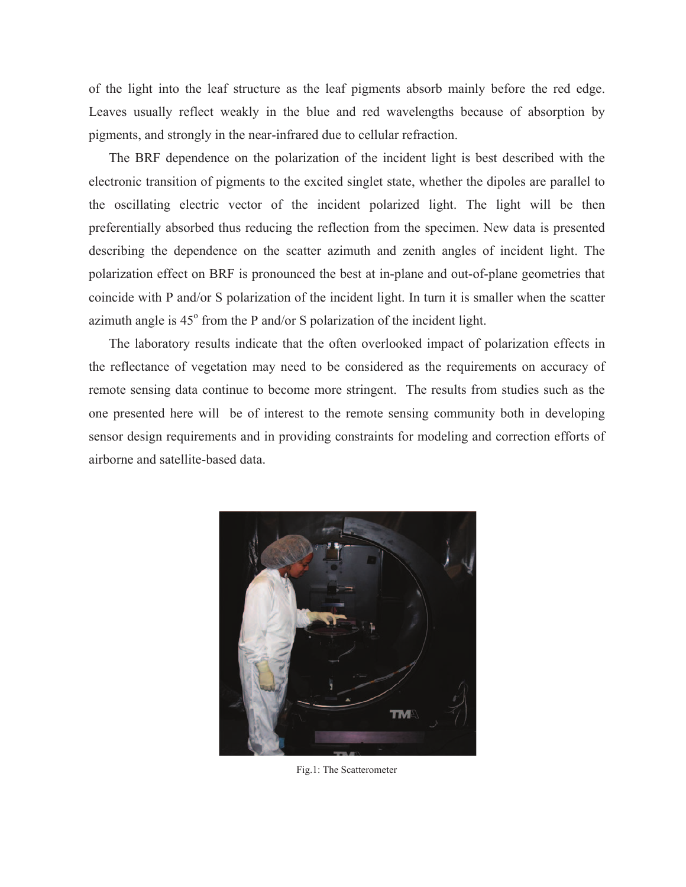of the light into the leaf structure as the leaf pigments absorb mainly before the red edge. Leaves usually reflect weakly in the blue and red wavelengths because of absorption by pigments, and strongly in the near-infrared due to cellular refraction.

The BRF dependence on the polarization of the incident light is best described with the electronic transition of pigments to the excited singlet state, whether the dipoles are parallel to the oscillating electric vector of the incident polarized light. The light will be then preferentially absorbed thus reducing the reflection from the specimen. New data is presented describing the dependence on the scatter azimuth and zenith angles of incident light. The polarization effect on BRF is pronounced the best at in-plane and out-of-plane geometries that coincide with P and/or S polarization of the incident light. In turn it is smaller when the scatter azimuth angle is $45^{o}$ from the P and/or S polarization of the incident light.

The laboratory results indicate that the often overlooked impact of polarization effects in the reflectance of vegetation may need to be considered as the requirements on accuracy of remote sensing data continue to become more stringent. The results from studies such as the one presented here will be of interest to the remote sensing community both in developing sensor design requirements and in providing constraints for modeling and correction efforts of airborne and satellite-based data.

Fig.1: The Scatterometer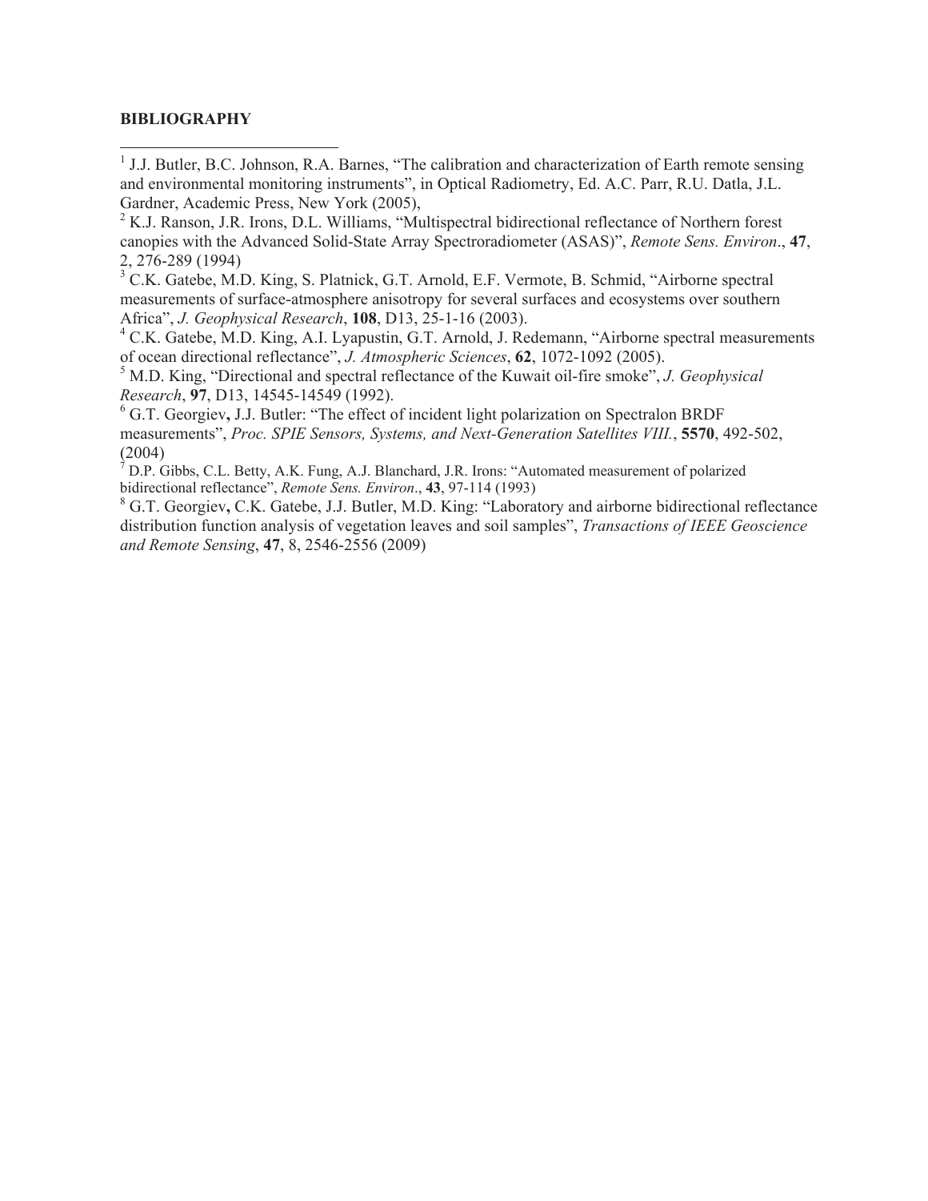**BIBLIOGRAPHY**

[1] J.J. Butler, B.C. Johnson, R.A. Barnes, "The calibration and characterization of Earth remote sensing and environmental monitoring instruments", in Optical Radiometry, Ed. A.C. Parr, R.U. Datla, J.L. Gardner, Academic Press, New York (2005),

[2] K.J. Ranson, J.R. Irons, D.L. Williams, "Multispectral bidirectional reflectance of Northern forest canopies with the Advanced Solid-State Array Spectroradiometer (ASAS)", *Remote Sens. Environ*., **47**, 2, 276-289 (1994)

[3] C.K. Gatebe, M.D. King, S. Platnick, G.T. Arnold, E.F. Vermote, B. Schmid, "Airborne spectral measurements of surface-atmosphere anisotropy for several surfaces and ecosystems over southern Africa", *J. Geophysical Research*, **108**, D13, 25-1-16 (2003).

[4] C.K. Gatebe, M.D. King, A.I. Lyapustin, G.T. Arnold, J. Redemann, "Airborne spectral measurements of ocean directional reflectance", *J. Atmospheric Sciences*, **62**, 1072-1092 (2005).

[5] M.D. King, "Directional and spectral reflectance of the Kuwait oil-fire smoke", *J. Geophysical Research*, **97**, D13, 14545-14549 (1992).

[6] G.T. Georgiev**,** J.J. Butler: "The effect of incident light polarization on Spectralon BRDF measurements", *Proc. SPIE Sensors, Systems, and Next-Generation Satellites VIII.*, **5570**, 492-502, (2004)

[7] D.P. Gibbs, C.L. Betty, A.K. Fung, A.J. Blanchard, J.R. Irons: "Automated measurement of polarized bidirectional reflectance", *Remote Sens. Environ*., **43**, 97-114 (1993)

[8] G.T. Georgiev**,** C.K. Gatebe, J.J. Butler, M.D. King: "Laboratory and airborne bidirectional reflectance distribution function analysis of vegetation leaves and soil samples", *Transactions of IEEE Geoscience and Remote Sensing*, **47**, 8, 2546-2556 (2009)